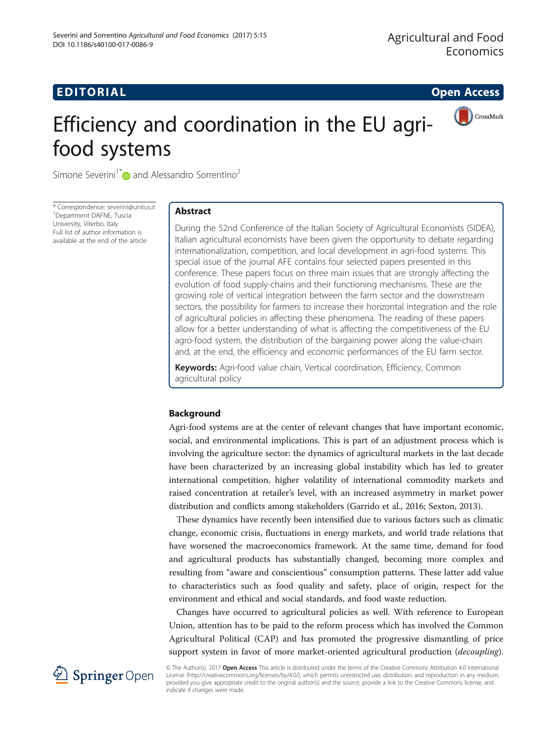EDITORIAL

Open Access

# Efficiency and coordination in the EU agri-food systems

Simone Severini[1*] and Alessandro Sorrentino[2]

\* Correspondence: severini@unitus.it
[1]Department DAFNE, Tuscia University, Viterbo, Italy
Full list of author information is available at the end of the article

## Abstract

During the 52nd Conference of the Italian Society of Agricultural Economists (SIDEA), Italian agricultural economists have been given the opportunity to debate regarding internationalization, competition, and local development in agri-food systems. This special issue of the journal AFE contains four selected papers presented in this conference. These papers focus on three main issues that are strongly affecting the evolution of food supply-chains and their functioning mechanisms. These are the growing role of vertical integration between the farm sector and the downstream sectors, the possibility for farmers to increase their horizontal integration and the role of agricultural policies in affecting these phenomena. The reading of these papers allow for a better understanding of what is affecting the competitiveness of the EU agro-food system, the distribution of the bargaining power along the value-chain and, at the end, the efficiency and economic performances of the EU farm sector.

**Keywords:** Agri-food value chain, Vertical coordination, Efficiency, Common agricultural policy

## Background

Agri-food systems are at the center of relevant changes that have important economic, social, and environmental implications. This is part of an adjustment process which is involving the agriculture sector: the dynamics of agricultural markets in the last decade have been characterized by an increasing global instability which has led to greater international competition, higher volatility of international commodity markets and raised concentration at retailer's level, with an increased asymmetry in market power distribution and conflicts among stakeholders (Garrido et al., 2016; Sexton, 2013).

These dynamics have recently been intensified due to various factors such as climatic change, economic crisis, fluctuations in energy markets, and world trade relations that have worsened the macroeconomics framework. At the same time, demand for food and agricultural products has substantially changed, becoming more complex and resulting from "aware and conscientious" consumption patterns. These latter add value to characteristics such as food quality and safety, place of origin, respect for the environment and ethical and social standards, and food waste reduction.

Changes have occurred to agricultural policies as well. With reference to European Union, attention has to be paid to the reform process which has involved the Common Agricultural Political (CAP) and has promoted the progressive dismantling of price support system in favor of more market-oriented agricultural production (*decoupling*).

© The Author(s). 2017 **Open Access** This article is distributed under the terms of the Creative Commons Attribution 4.0 International License (http://creativecommons.org/licenses/by/4.0/), which permits unrestricted use, distribution, and reproduction in any medium, provided you give appropriate credit to the original author(s) and the source, provide a link to the Creative Commons license, and indicate if changes were made.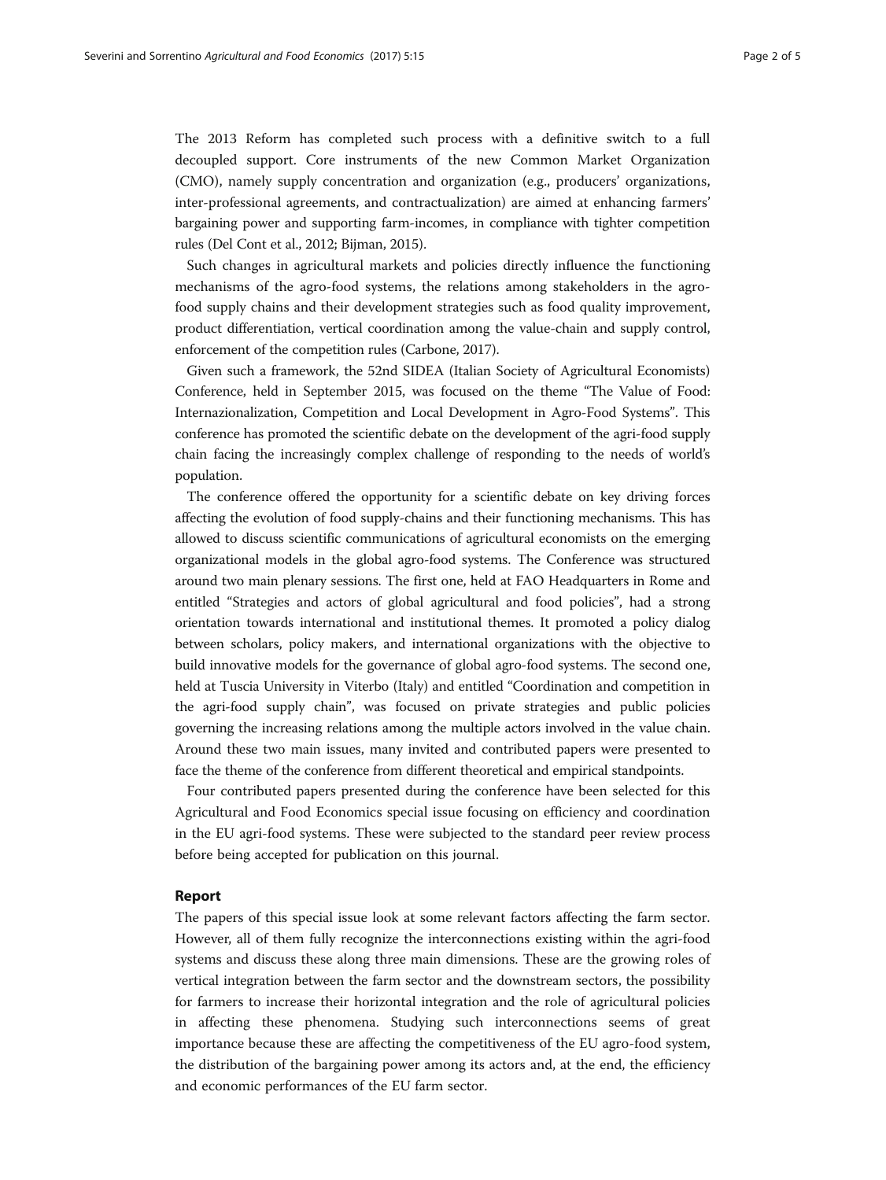The 2013 Reform has completed such process with a definitive switch to a full decoupled support. Core instruments of the new Common Market Organization (CMO), namely supply concentration and organization (e.g., producers' organizations, inter-professional agreements, and contractualization) are aimed at enhancing farmers' bargaining power and supporting farm-incomes, in compliance with tighter competition rules (Del Cont et al., 2012; Bijman, 2015).

Such changes in agricultural markets and policies directly influence the functioning mechanisms of the agro-food systems, the relations among stakeholders in the agro-food supply chains and their development strategies such as food quality improvement, product differentiation, vertical coordination among the value-chain and supply control, enforcement of the competition rules (Carbone, 2017).

Given such a framework, the 52nd SIDEA (Italian Society of Agricultural Economists) Conference, held in September 2015, was focused on the theme "The Value of Food: Internazionalization, Competition and Local Development in Agro-Food Systems". This conference has promoted the scientific debate on the development of the agri-food supply chain facing the increasingly complex challenge of responding to the needs of world's population.

The conference offered the opportunity for a scientific debate on key driving forces affecting the evolution of food supply-chains and their functioning mechanisms. This has allowed to discuss scientific communications of agricultural economists on the emerging organizational models in the global agro-food systems. The Conference was structured around two main plenary sessions. The first one, held at FAO Headquarters in Rome and entitled "Strategies and actors of global agricultural and food policies", had a strong orientation towards international and institutional themes. It promoted a policy dialog between scholars, policy makers, and international organizations with the objective to build innovative models for the governance of global agro-food systems. The second one, held at Tuscia University in Viterbo (Italy) and entitled "Coordination and competition in the agri-food supply chain", was focused on private strategies and public policies governing the increasing relations among the multiple actors involved in the value chain. Around these two main issues, many invited and contributed papers were presented to face the theme of the conference from different theoretical and empirical standpoints.

Four contributed papers presented during the conference have been selected for this Agricultural and Food Economics special issue focusing on efficiency and coordination in the EU agri-food systems. These were subjected to the standard peer review process before being accepted for publication on this journal.

## Report

The papers of this special issue look at some relevant factors affecting the farm sector. However, all of them fully recognize the interconnections existing within the agri-food systems and discuss these along three main dimensions. These are the growing roles of vertical integration between the farm sector and the downstream sectors, the possibility for farmers to increase their horizontal integration and the role of agricultural policies in affecting these phenomena. Studying such interconnections seems of great importance because these are affecting the competitiveness of the EU agro-food system, the distribution of the bargaining power among its actors and, at the end, the efficiency and economic performances of the EU farm sector.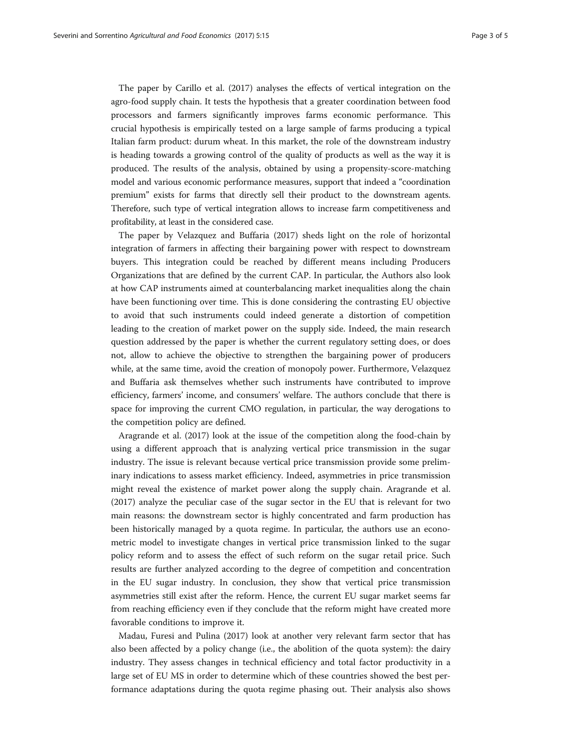The paper by Carillo et al. (2017) analyses the effects of vertical integration on the agro-food supply chain. It tests the hypothesis that a greater coordination between food processors and farmers significantly improves farms economic performance. This crucial hypothesis is empirically tested on a large sample of farms producing a typical Italian farm product: durum wheat. In this market, the role of the downstream industry is heading towards a growing control of the quality of products as well as the way it is produced. The results of the analysis, obtained by using a propensity-score-matching model and various economic performance measures, support that indeed a "coordination premium" exists for farms that directly sell their product to the downstream agents. Therefore, such type of vertical integration allows to increase farm competitiveness and profitability, at least in the considered case.

The paper by Velazquez and Buffaria (2017) sheds light on the role of horizontal integration of farmers in affecting their bargaining power with respect to downstream buyers. This integration could be reached by different means including Producers Organizations that are defined by the current CAP. In particular, the Authors also look at how CAP instruments aimed at counterbalancing market inequalities along the chain have been functioning over time. This is done considering the contrasting EU objective to avoid that such instruments could indeed generate a distortion of competition leading to the creation of market power on the supply side. Indeed, the main research question addressed by the paper is whether the current regulatory setting does, or does not, allow to achieve the objective to strengthen the bargaining power of producers while, at the same time, avoid the creation of monopoly power. Furthermore, Velazquez and Buffaria ask themselves whether such instruments have contributed to improve efficiency, farmers' income, and consumers' welfare. The authors conclude that there is space for improving the current CMO regulation, in particular, the way derogations to the competition policy are defined.

Aragrande et al. (2017) look at the issue of the competition along the food-chain by using a different approach that is analyzing vertical price transmission in the sugar industry. The issue is relevant because vertical price transmission provide some preliminary indications to assess market efficiency. Indeed, asymmetries in price transmission might reveal the existence of market power along the supply chain. Aragrande et al. (2017) analyze the peculiar case of the sugar sector in the EU that is relevant for two main reasons: the downstream sector is highly concentrated and farm production has been historically managed by a quota regime. In particular, the authors use an econometric model to investigate changes in vertical price transmission linked to the sugar policy reform and to assess the effect of such reform on the sugar retail price. Such results are further analyzed according to the degree of competition and concentration in the EU sugar industry. In conclusion, they show that vertical price transmission asymmetries still exist after the reform. Hence, the current EU sugar market seems far from reaching efficiency even if they conclude that the reform might have created more favorable conditions to improve it.

Madau, Furesi and Pulina (2017) look at another very relevant farm sector that has also been affected by a policy change (i.e., the abolition of the quota system): the dairy industry. They assess changes in technical efficiency and total factor productivity in a large set of EU MS in order to determine which of these countries showed the best performance adaptations during the quota regime phasing out. Their analysis also shows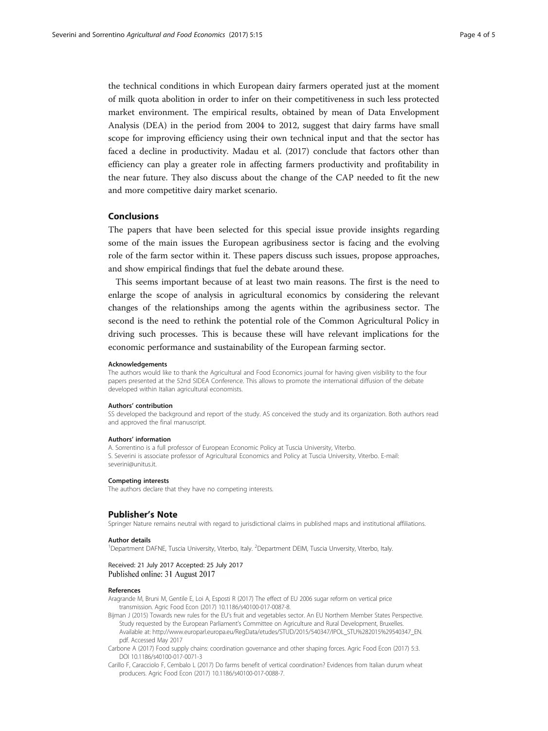the technical conditions in which European dairy farmers operated just at the moment of milk quota abolition in order to infer on their competitiveness in such less protected market environment. The empirical results, obtained by mean of Data Envelopment Analysis (DEA) in the period from 2004 to 2012, suggest that dairy farms have small scope for improving efficiency using their own technical input and that the sector has faced a decline in productivity. Madau et al. (2017) conclude that factors other than efficiency can play a greater role in affecting farmers productivity and profitability in the near future. They also discuss about the change of the CAP needed to fit the new and more competitive dairy market scenario.

## Conclusions

The papers that have been selected for this special issue provide insights regarding some of the main issues the European agribusiness sector is facing and the evolving role of the farm sector within it. These papers discuss such issues, propose approaches, and show empirical findings that fuel the debate around these.

This seems important because of at least two main reasons. The first is the need to enlarge the scope of analysis in agricultural economics by considering the relevant changes of the relationships among the agents within the agribusiness sector. The second is the need to rethink the potential role of the Common Agricultural Policy in driving such processes. This is because these will have relevant implications for the economic performance and sustainability of the European farming sector.

#### Acknowledgements

The authors would like to thank the Agricultural and Food Economics journal for having given visibility to the four papers presented at the 52nd SIDEA Conference. This allows to promote the international diffusion of the debate developed within Italian agricultural economists.

#### Authors' contribution

SS developed the background and report of the study. AS conceived the study and its organization. Both authors read and approved the final manuscript.

#### Authors' information

A. Sorrentino is a full professor of European Economic Policy at Tuscia University, Viterbo.
S. Severini is associate professor of Agricultural Economics and Policy at Tuscia University, Viterbo. E-mail: severini@unitus.it.

#### Competing interests

The authors declare that they have no competing interests.

### Publisher's Note

Springer Nature remains neutral with regard to jurisdictional claims in published maps and institutional affiliations.

#### Author details

[1]Department DAFNE, Tuscia University, Viterbo, Italy. [2]Department DEIM, Tuscia Unversity, Viterbo, Italy.

Received: 21 July 2017 Accepted: 25 July 2017
Published online: 31 August 2017

#### References

Aragrande M, Bruni M, Gentile E, Loi A, Esposti R (2017) The effect of EU 2006 sugar reform on vertical price transmission. Agric Food Econ (2017) 10.1186/s40100-017-0087-8.

Bijman J (2015) Towards new rules for the EU's fruit and vegetables sector. An EU Northern Member States Perspective. Study requested by the European Parliament's Committee on Agriculture and Rural Development, Bruxelles. Available at: http://www.europarl.europa.eu/RegData/etudes/STUD/2015/540347/IPOL_STU%282015%29540347_EN.pdf. Accessed May 2017

Carbone A (2017) Food supply chains: coordination governance and other shaping forces. Agric Food Econ (2017) 5:3. DOI 10.1186/s40100-017-0071-3

Carillo F, Caracciolo F, Cembalo L (2017) Do farms benefit of vertical coordination? Evidences from Italian durum wheat producers. Agric Food Econ (2017) 10.1186/s40100-017-0088-7.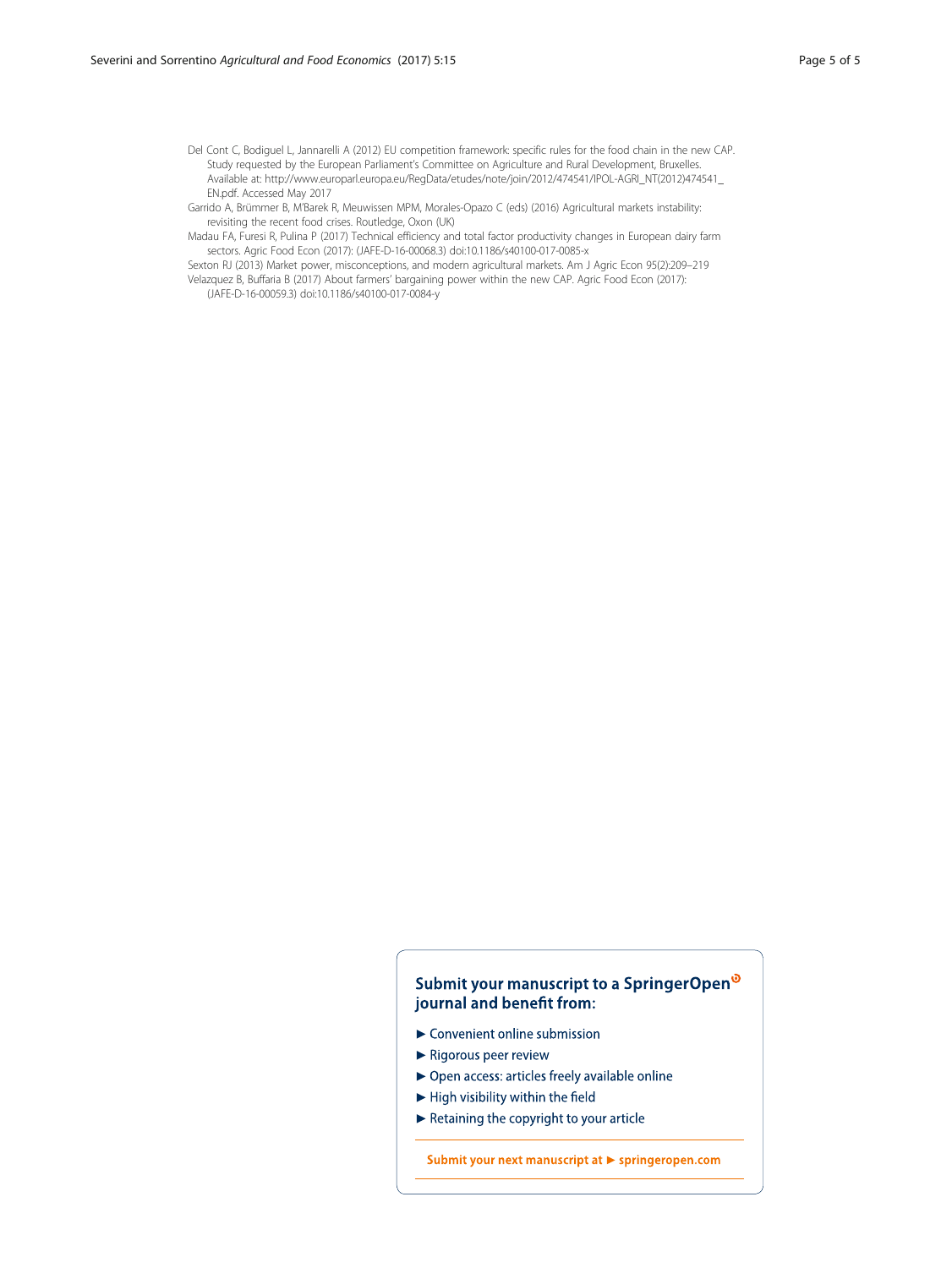Del Cont C, Bodiguel L, Jannarelli A (2012) EU competition framework: specific rules for the food chain in the new CAP. Study requested by the European Parliament's Committee on Agriculture and Rural Development, Bruxelles. Available at: http://www.europarl.europa.eu/RegData/etudes/note/join/2012/474541/IPOL-AGRI_NT(2012)474541_EN.pdf. Accessed May 2017

Garrido A, Brümmer B, M'Barek R, Meuwissen MPM, Morales-Opazo C (eds) (2016) Agricultural markets instability: revisiting the recent food crises. Routledge, Oxon (UK)

Madau FA, Furesi R, Pulina P (2017) Technical efficiency and total factor productivity changes in European dairy farm sectors. Agric Food Econ (2017): (JAFE-D-16-00068.3) doi:10.1186/s40100-017-0085-x

Sexton RJ (2013) Market power, misconceptions, and modern agricultural markets. Am J Agric Econ 95(2):209–219

Velazquez B, Buffaria B (2017) About farmers' bargaining power within the new CAP. Agric Food Econ (2017): (JAFE-D-16-00059.3) doi:10.1186/s40100-017-0084-y

**Submit your manuscript to a SpringerOpen journal and benefit from:**

- ► Convenient online submission
- ► Rigorous peer review
- ► Open access: articles freely available online
- ► High visibility within the field
- ► Retaining the copyright to your article

**Submit your next manuscript at ► springeropen.com**